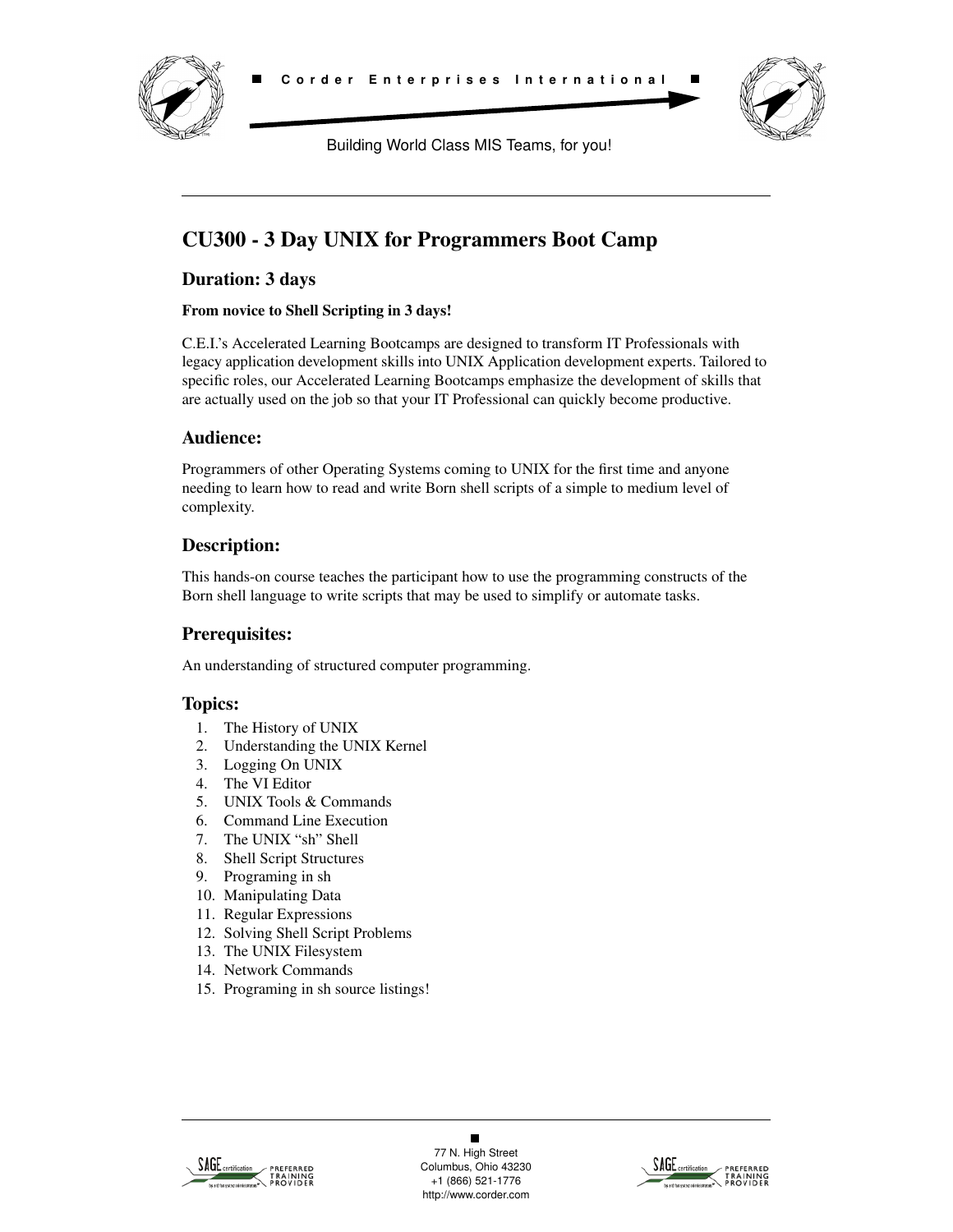**Corder Enterprises International**

Building World Class MIS Teams, for you!

# CU300 - 3 Day UNIX for Programmers Boot Camp

## Duration: 3 days

**From novice to Shell Scripting in 3 days!**

C.E.I.'s Accelerated Learning Bootcamps are designed to transform IT Professionals with legacy application development skills into UNIX Application development experts. Tailored to specific roles, our Accelerated Learning Bootcamps emphasize the development of skills that are actually used on the job so that your IT Professional can quickly become productive.

## Audience:

Programmers of other Operating Systems coming to UNIX for the first time and anyone needing to learn how to read and write Born shell scripts of a simple to medium level of complexity.

## Description:

This hands-on course teaches the participant how to use the programming constructs of the Born shell language to write scripts that may be used to simplify or automate tasks.

## Prerequisites:

An understanding of structured computer programming.

## Topics:

1. The History of UNIX
2. Understanding the UNIX Kernel
3. Logging On UNIX
4. The VI Editor
5. UNIX Tools & Commands
6. Command Line Execution
7. The UNIX "sh" Shell
8. Shell Script Structures
9. Programing in sh
10. Manipulating Data
11. Regular Expressions
12. Solving Shell Script Problems
13. The UNIX Filesystem
14. Network Commands
15. Programing in sh source listings!

77 N. High Street
Columbus, Ohio 43230
+1 (866) 521-1776
http://www.corder.com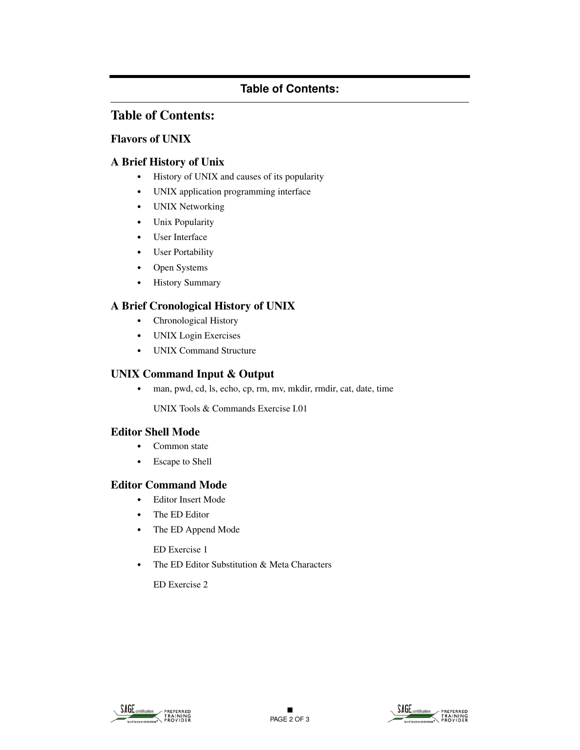# Table of Contents:

### Flavors of UNIX

### A Brief History of Unix

- History of UNIX and causes of its popularity
- UNIX application programming interface
- UNIX Networking
- Unix Popularity
- User Interface
- User Portability
- Open Systems
- History Summary

### A Brief Cronological History of UNIX

- Chronological History
- UNIX Login Exercises
- UNIX Command Structure

### UNIX Command Input & Output

- man, pwd, cd, ls, echo, cp, rm, mv, mkdir, rmdir, cat, date, time

  UNIX Tools & Commands Exercise I.01

### Editor Shell Mode

- Common state
- Escape to Shell

### Editor Command Mode

- Editor Insert Mode
- The ED Editor
- The ED Append Mode

  ED Exercise 1

- The ED Editor Substitution & Meta Characters

  ED Exercise 2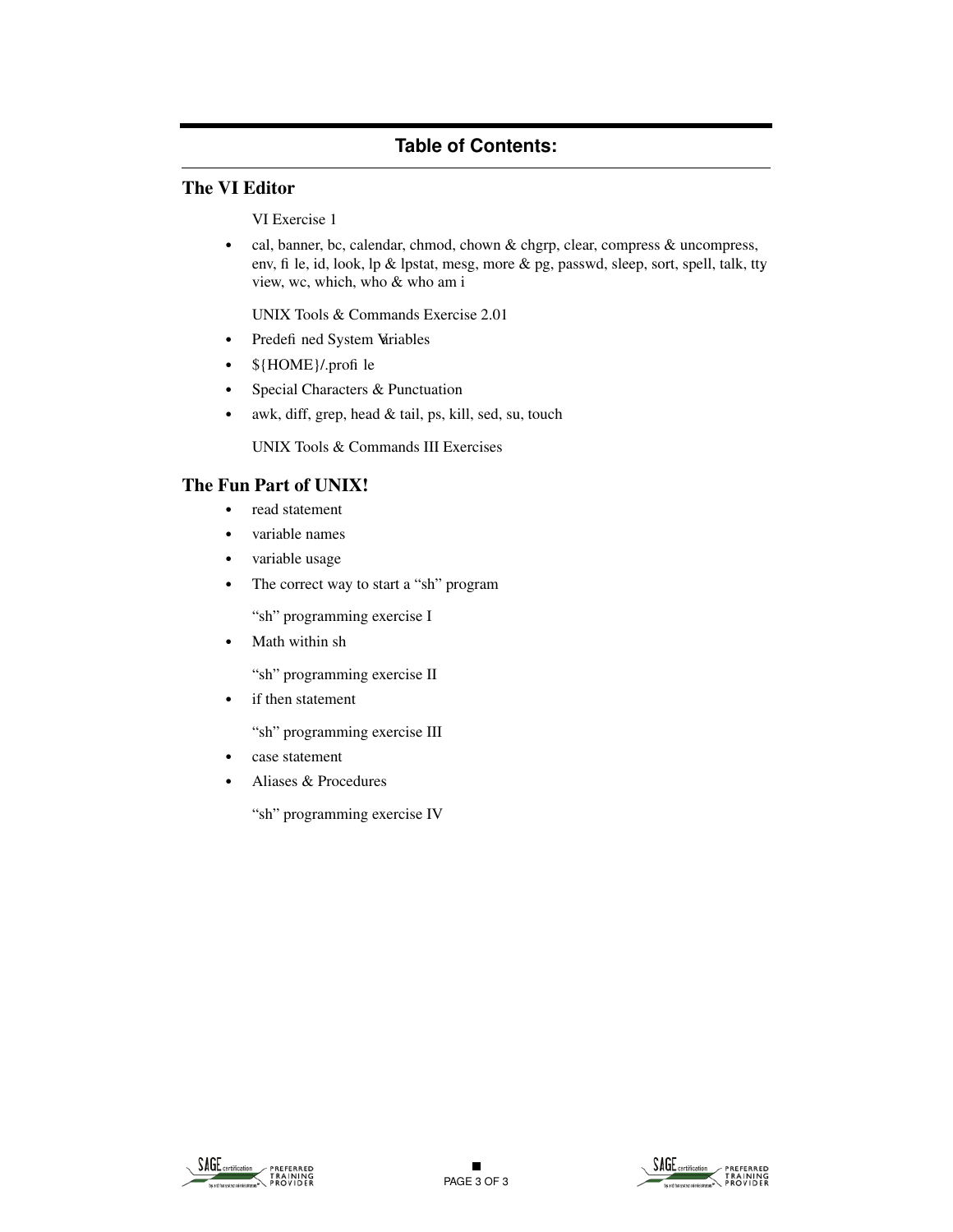## Table of Contents:

### The VI Editor

VI Exercise 1

- cal, banner, bc, calendar, chmod, chown & chgrp, clear, compress & uncompress, env, file, id, look, lp & lpstat, mesg, more & pg, passwd, sleep, sort, spell, talk, tty view, wc, which, who & who am i

UNIX Tools & Commands Exercise 2.01

- Predefined System Variables
- ${HOME}/.profile
- Special Characters & Punctuation
- awk, diff, grep, head & tail, ps, kill, sed, su, touch

UNIX Tools & Commands III Exercises

### The Fun Part of UNIX!

- read statement
- variable names
- variable usage
- The correct way to start a "sh" program

"sh" programming exercise I

- Math within sh

"sh" programming exercise II

- if then statement

"sh" programming exercise III

- case statement
- Aliases & Procedures

"sh" programming exercise IV